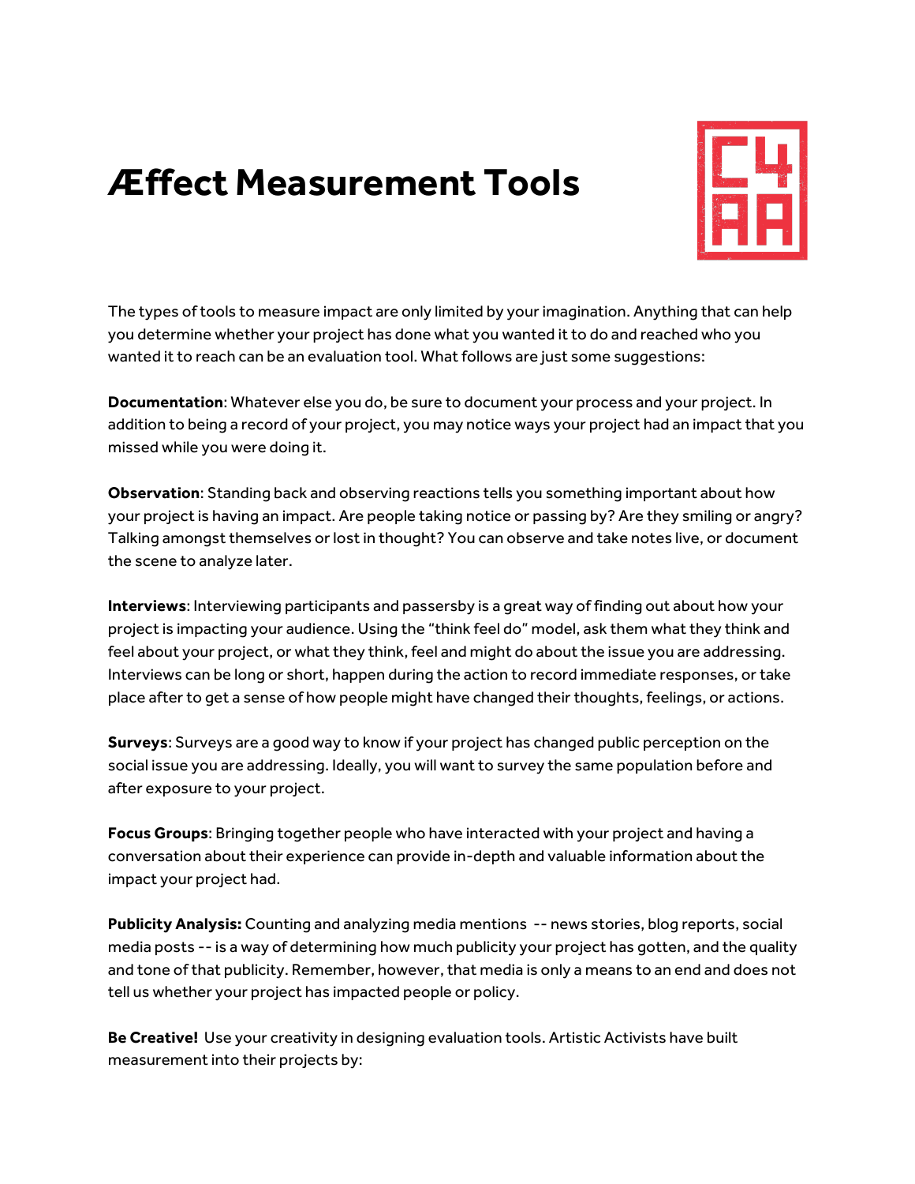# Æffect Measurement Tools

The types of tools to measure impact are only limited by your imagination. Anything that can help you determine whether your project has done what you wanted it to do and reached who you wanted it to reach can be an evaluation tool. What follows are just some suggestions:

**Documentation**: Whatever else you do, be sure to document your process and your project. In addition to being a record of your project, you may notice ways your project had an impact that you missed while you were doing it.

**Observation**: Standing back and observing reactions tells you something important about how your project is having an impact. Are people taking notice or passing by? Are they smiling or angry? Talking amongst themselves or lost in thought? You can observe and take notes live, or document the scene to analyze later.

**Interviews**: Interviewing participants and passersby is a great way of finding out about how your project is impacting your audience. Using the "think feel do" model, ask them what they think and feel about your project, or what they think, feel and might do about the issue you are addressing. Interviews can be long or short, happen during the action to record immediate responses, or take place after to get a sense of how people might have changed their thoughts, feelings, or actions.

**Surveys**: Surveys are a good way to know if your project has changed public perception on the social issue you are addressing. Ideally, you will want to survey the same population before and after exposure to your project.

**Focus Groups**: Bringing together people who have interacted with your project and having a conversation about their experience can provide in-depth and valuable information about the impact your project had.

**Publicity Analysis:** Counting and analyzing media mentions -- news stories, blog reports, social media posts -- is a way of determining how much publicity your project has gotten, and the quality and tone of that publicity. Remember, however, that media is only a means to an end and does not tell us whether your project has impacted people or policy.

**Be Creative!** Use your creativity in designing evaluation tools. Artistic Activists have built measurement into their projects by: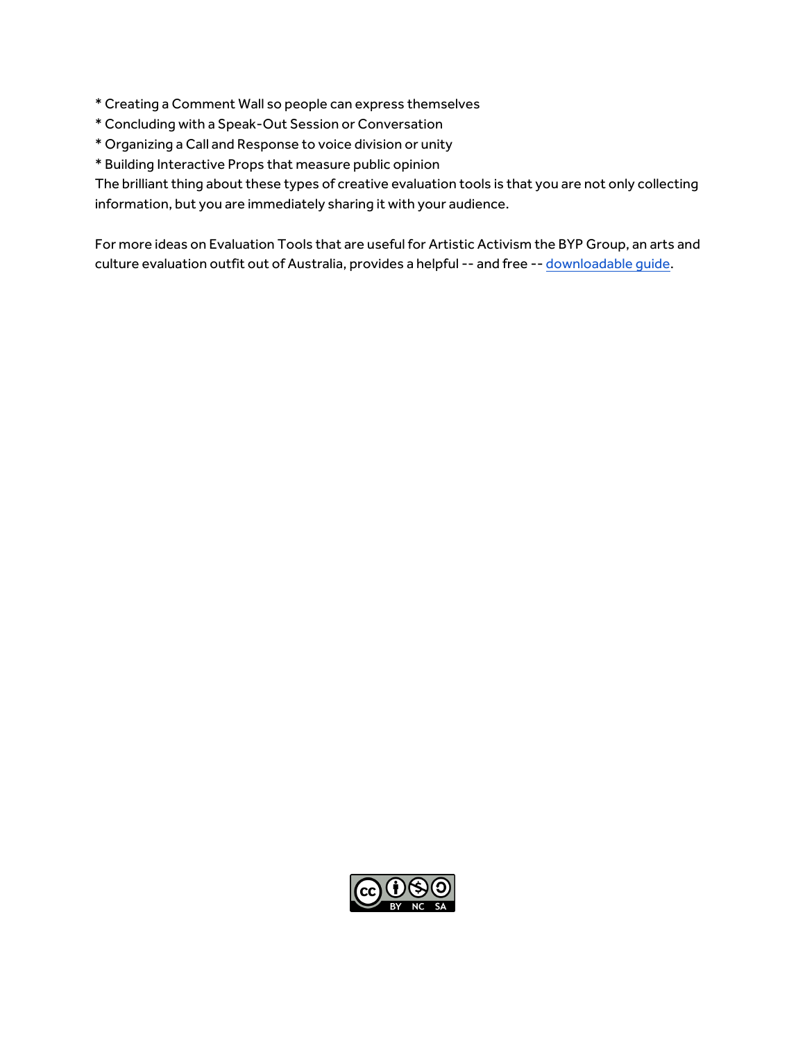* Creating a Comment Wall so people can express themselves
* Concluding with a Speak-Out Session or Conversation
* Organizing a Call and Response to voice division or unity
* Building Interactive Props that measure public opinion

The brilliant thing about these types of creative evaluation tools is that you are not only collecting information, but you are immediately sharing it with your audience.

For more ideas on Evaluation Tools that are useful for Artistic Activism the BYP Group, an arts and culture evaluation outfit out of Australia, provides a helpful -- and free -- downloadable guide.